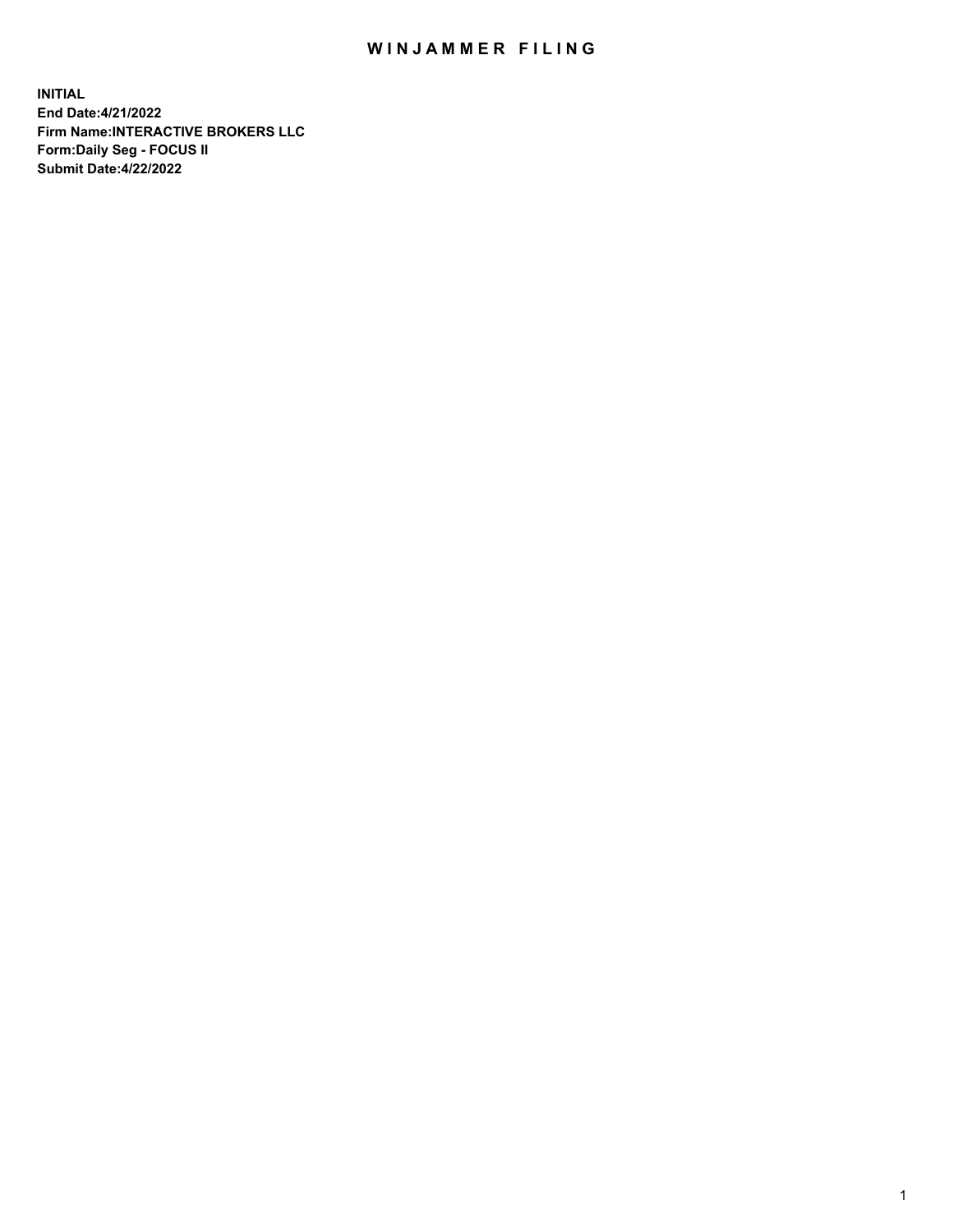# WINJAMMER FILING

**INITIAL**
**End Date:4/21/2022**
**Firm Name:INTERACTIVE BROKERS LLC**
**Form:Daily Seg - FOCUS II**
**Submit Date:4/22/2022**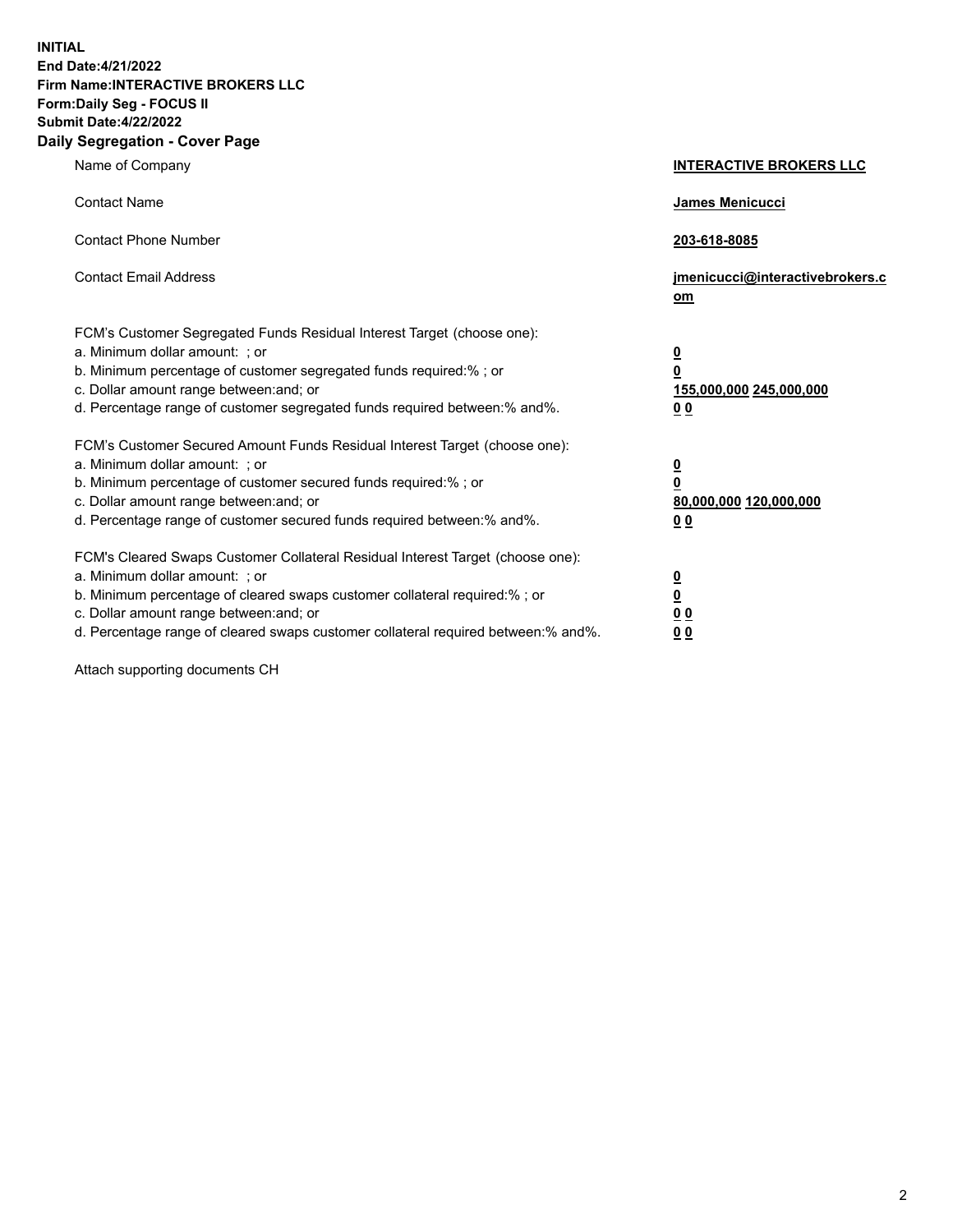**INITIAL**
**End Date:4/21/2022**
**Firm Name:INTERACTIVE BROKERS LLC**
**Form:Daily Seg - FOCUS II**
**Submit Date:4/22/2022**

## Daily Segregation - Cover Page

| | |
|---|---|
| Name of Company | **INTERACTIVE BROKERS LLC** |
| Contact Name | **James Menicucci** |
| Contact Phone Number | **203-618-8085** |
| Contact Email Address | **jmenicucci@interactivebrokers.com** |

| | |
|---|---|
| FCM's Customer Segregated Funds Residual Interest Target (choose one): | |
| a. Minimum dollar amount: ; or | **0** |
| b. Minimum percentage of customer segregated funds required:% ; or | **0** |
| c. Dollar amount range between:and; or | **155,000,000 245,000,000** |
| d. Percentage range of customer segregated funds required between:% and%. | **0 0** |
| FCM's Customer Secured Amount Funds Residual Interest Target (choose one): | |
| a. Minimum dollar amount: ; or | **0** |
| b. Minimum percentage of customer secured funds required:% ; or | **0** |
| c. Dollar amount range between:and; or | **80,000,000 120,000,000** |
| d. Percentage range of customer secured funds required between:% and%. | **0 0** |
| FCM's Cleared Swaps Customer Collateral Residual Interest Target (choose one): | |
| a. Minimum dollar amount: ; or | **0** |
| b. Minimum percentage of cleared swaps customer collateral required:% ; or | **0** |
| c. Dollar amount range between:and; or | **0 0** |
| d. Percentage range of cleared swaps customer collateral required between:% and%. | **0 0** |

Attach supporting documents CH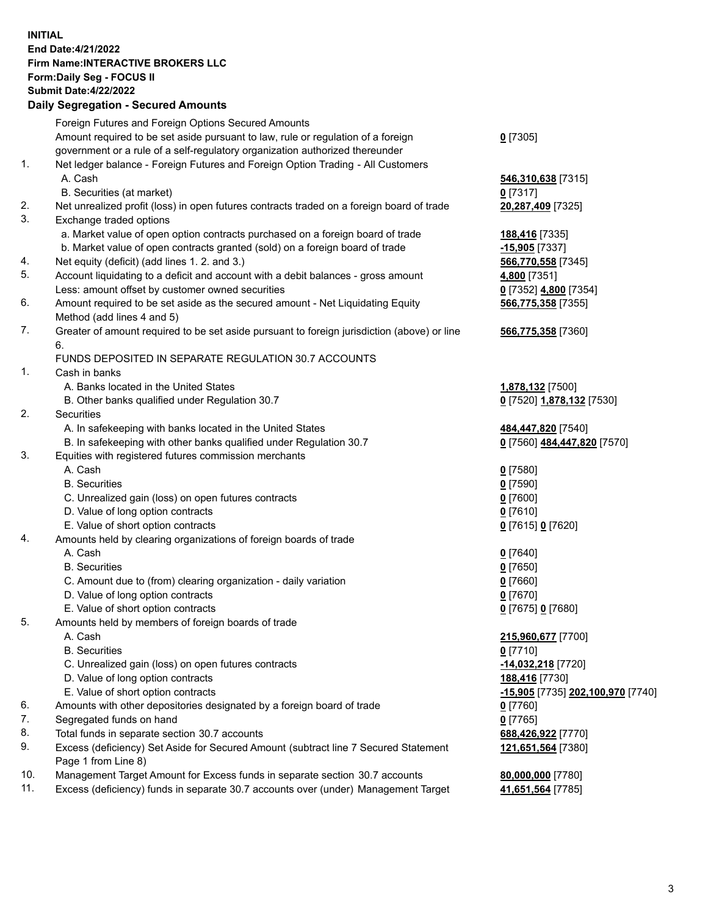**INITIAL**
**End Date:4/21/2022**
**Firm Name:INTERACTIVE BROKERS LLC**
**Form:Daily Seg - FOCUS II**
**Submit Date:4/22/2022**

**Daily Segregation - Secured Amounts**

| | | |
|---|---|---|
| | Foreign Futures and Foreign Options Secured Amounts | |
| | Amount required to be set aside pursuant to law, rule or regulation of a foreign government or a rule of a self-regulatory organization authorized thereunder | **0** [7305] |
| 1. | Net ledger balance - Foreign Futures and Foreign Option Trading - All Customers | |
| | A. Cash | **546,310,638** [7315] |
| | B. Securities (at market) | **0** [7317] |
| 2. | Net unrealized profit (loss) in open futures contracts traded on a foreign board of trade | **20,287,409** [7325] |
| 3. | Exchange traded options | |
| | a. Market value of open option contracts purchased on a foreign board of trade | **188,416** [7335] |
| | b. Market value of open contracts granted (sold) on a foreign board of trade | **-15,905** [7337] |
| 4. | Net equity (deficit) (add lines 1. 2. and 3.) | **566,770,558** [7345] |
| 5. | Account liquidating to a deficit and account with a debit balances - gross amount | **4,800** [7351] |
| | Less: amount offset by customer owned securities | **0** [7352] **4,800** [7354] |
| 6. | Amount required to be set aside as the secured amount - Net Liquidating Equity Method (add lines 4 and 5) | **566,775,358** [7355] |
| 7. | Greater of amount required to be set aside pursuant to foreign jurisdiction (above) or line 6. | **566,775,358** [7360] |
| | FUNDS DEPOSITED IN SEPARATE REGULATION 30.7 ACCOUNTS | |
| 1. | Cash in banks | |
| | A. Banks located in the United States | **1,878,132** [7500] |
| | B. Other banks qualified under Regulation 30.7 | **0** [7520] **1,878,132** [7530] |
| 2. | Securities | |
| | A. In safekeeping with banks located in the United States | **484,447,820** [7540] |
| | B. In safekeeping with other banks qualified under Regulation 30.7 | **0** [7560] **484,447,820** [7570] |
| 3. | Equities with registered futures commission merchants | |
| | A. Cash | **0** [7580] |
| | B. Securities | **0** [7590] |
| | C. Unrealized gain (loss) on open futures contracts | **0** [7600] |
| | D. Value of long option contracts | **0** [7610] |
| | E. Value of short option contracts | **0** [7615] **0** [7620] |
| 4. | Amounts held by clearing organizations of foreign boards of trade | |
| | A. Cash | **0** [7640] |
| | B. Securities | **0** [7650] |
| | C. Amount due to (from) clearing organization - daily variation | **0** [7660] |
| | D. Value of long option contracts | **0** [7670] |
| | E. Value of short option contracts | **0** [7675] **0** [7680] |
| 5. | Amounts held by members of foreign boards of trade | |
| | A. Cash | **215,960,677** [7700] |
| | B. Securities | **0** [7710] |
| | C. Unrealized gain (loss) on open futures contracts | **-14,032,218** [7720] |
| | D. Value of long option contracts | **188,416** [7730] |
| | E. Value of short option contracts | **-15,905** [7735] **202,100,970** [7740] |
| 6. | Amounts with other depositories designated by a foreign board of trade | **0** [7760] |
| 7. | Segregated funds on hand | **0** [7765] |
| 8. | Total funds in separate section 30.7 accounts | **688,426,922** [7770] |
| 9. | Excess (deficiency) Set Aside for Secured Amount (subtract line 7 Secured Statement Page 1 from Line 8) | **121,651,564** [7380] |
| 10. | Management Target Amount for Excess funds in separate section 30.7 accounts | **80,000,000** [7780] |
| 11. | Excess (deficiency) funds in separate 30.7 accounts over (under) Management Target | **41,651,564** [7785] |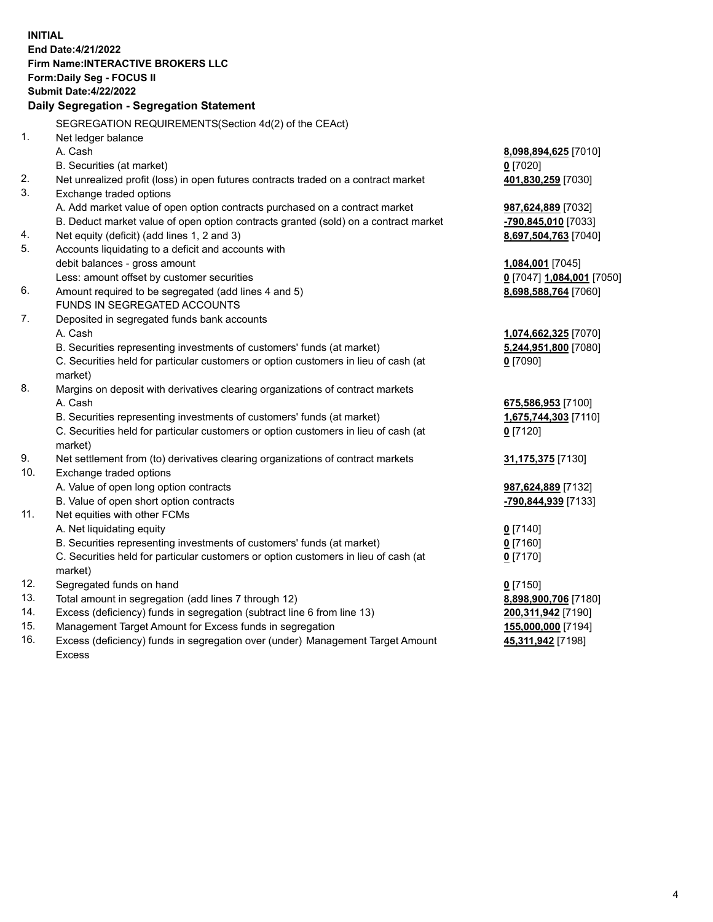**INITIAL**
**End Date:4/21/2022**
**Firm Name:INTERACTIVE BROKERS LLC**
**Form:Daily Seg - FOCUS II**
**Submit Date:4/22/2022**

### Daily Segregation - Segregation Statement

SEGREGATION REQUIREMENTS(Section 4d(2) of the CEAct)

| | | |
|---|---|---|
| 1. | Net ledger balance | |
| | A. Cash | **8,098,894,625** [7010] |
| | B. Securities (at market) | **0** [7020] |
| 2. | Net unrealized profit (loss) in open futures contracts traded on a contract market | **401,830,259** [7030] |
| 3. | Exchange traded options | |
| | A. Add market value of open option contracts purchased on a contract market | **987,624,889** [7032] |
| | B. Deduct market value of open option contracts granted (sold) on a contract market | **-790,845,010** [7033] |
| 4. | Net equity (deficit) (add lines 1, 2 and 3) | **8,697,504,763** [7040] |
| 5. | Accounts liquidating to a deficit and accounts with | |
| | debit balances - gross amount | **1,084,001** [7045] |
| | Less: amount offset by customer securities | **0** [7047] **1,084,001** [7050] |
| 6. | Amount required to be segregated (add lines 4 and 5) | **8,698,588,764** [7060] |
| | FUNDS IN SEGREGATED ACCOUNTS | |
| 7. | Deposited in segregated funds bank accounts | |
| | A. Cash | **1,074,662,325** [7070] |
| | B. Securities representing investments of customers' funds (at market) | **5,244,951,800** [7080] |
| | C. Securities held for particular customers or option customers in lieu of cash (at market) | **0** [7090] |
| 8. | Margins on deposit with derivatives clearing organizations of contract markets | |
| | A. Cash | **675,586,953** [7100] |
| | B. Securities representing investments of customers' funds (at market) | **1,675,744,303** [7110] |
| | C. Securities held for particular customers or option customers in lieu of cash (at market) | **0** [7120] |
| 9. | Net settlement from (to) derivatives clearing organizations of contract markets | **31,175,375** [7130] |
| 10. | Exchange traded options | |
| | A. Value of open long option contracts | **987,624,889** [7132] |
| | B. Value of open short option contracts | **-790,844,939** [7133] |
| 11. | Net equities with other FCMs | |
| | A. Net liquidating equity | **0** [7140] |
| | B. Securities representing investments of customers' funds (at market) | **0** [7160] |
| | C. Securities held for particular customers or option customers in lieu of cash (at market) | **0** [7170] |
| 12. | Segregated funds on hand | **0** [7150] |
| 13. | Total amount in segregation (add lines 7 through 12) | **8,898,900,706** [7180] |
| 14. | Excess (deficiency) funds in segregation (subtract line 6 from line 13) | **200,311,942** [7190] |
| 15. | Management Target Amount for Excess funds in segregation | **155,000,000** [7194] |
| 16. | Excess (deficiency) funds in segregation over (under) Management Target Amount Excess | **45,311,942** [7198] |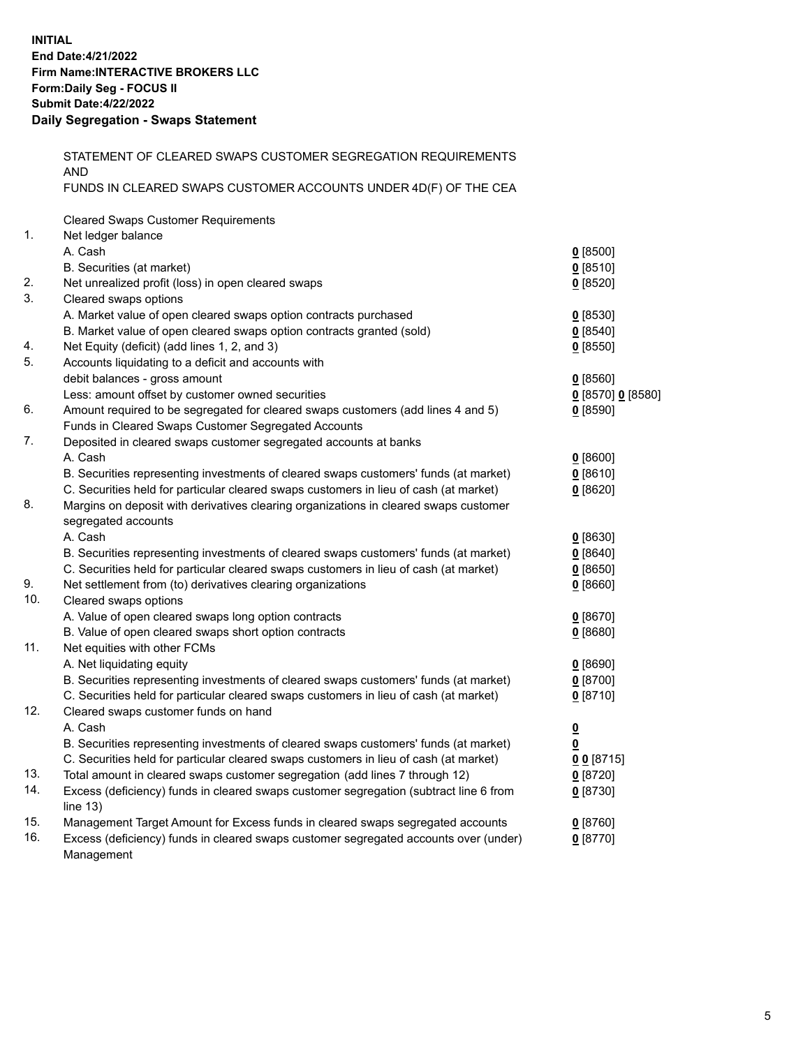**INITIAL**
**End Date:4/21/2022**
**Firm Name:INTERACTIVE BROKERS LLC**
**Form:Daily Seg - FOCUS II**
**Submit Date:4/22/2022**
**Daily Segregation - Swaps Statement**

STATEMENT OF CLEARED SWAPS CUSTOMER SEGREGATION REQUIREMENTS AND FUNDS IN CLEARED SWAPS CUSTOMER ACCOUNTS UNDER 4D(F) OF THE CEA

| | | |
|---|---|---|
| | Cleared Swaps Customer Requirements | |
| 1. | Net ledger balance | |
| | A. Cash | 0 [8500] |
| | B. Securities (at market) | 0 [8510] |
| 2. | Net unrealized profit (loss) in open cleared swaps | 0 [8520] |
| 3. | Cleared swaps options | |
| | A. Market value of open cleared swaps option contracts purchased | 0 [8530] |
| | B. Market value of open cleared swaps option contracts granted (sold) | 0 [8540] |
| 4. | Net Equity (deficit) (add lines 1, 2, and 3) | 0 [8550] |
| 5. | Accounts liquidating to a deficit and accounts with debit balances - gross amount | 0 [8560] |
| | Less: amount offset by customer owned securities | 0 [8570] 0 [8580] |
| 6. | Amount required to be segregated for cleared swaps customers (add lines 4 and 5) | 0 [8590] |
| | Funds in Cleared Swaps Customer Segregated Accounts | |
| 7. | Deposited in cleared swaps customer segregated accounts at banks | |
| | A. Cash | 0 [8600] |
| | B. Securities representing investments of cleared swaps customers' funds (at market) | 0 [8610] |
| | C. Securities held for particular cleared swaps customers in lieu of cash (at market) | 0 [8620] |
| 8. | Margins on deposit with derivatives clearing organizations in cleared swaps customer segregated accounts | |
| | A. Cash | 0 [8630] |
| | B. Securities representing investments of cleared swaps customers' funds (at market) | 0 [8640] |
| | C. Securities held for particular cleared swaps customers in lieu of cash (at market) | 0 [8650] |
| 9. | Net settlement from (to) derivatives clearing organizations | 0 [8660] |
| 10. | Cleared swaps options | |
| | A. Value of open cleared swaps long option contracts | 0 [8670] |
| | B. Value of open cleared swaps short option contracts | 0 [8680] |
| 11. | Net equities with other FCMs | |
| | A. Net liquidating equity | 0 [8690] |
| | B. Securities representing investments of cleared swaps customers' funds (at market) | 0 [8700] |
| | C. Securities held for particular cleared swaps customers in lieu of cash (at market) | 0 [8710] |
| 12. | Cleared swaps customer funds on hand | |
| | A. Cash | 0 |
| | B. Securities representing investments of cleared swaps customers' funds (at market) | 0 |
| | C. Securities held for particular cleared swaps customers in lieu of cash (at market) | 0 0 [8715] |
| 13. | Total amount in cleared swaps customer segregation (add lines 7 through 12) | 0 [8720] |
| 14. | Excess (deficiency) funds in cleared swaps customer segregation (subtract line 6 from line 13) | 0 [8730] |
| 15. | Management Target Amount for Excess funds in cleared swaps segregated accounts | 0 [8760] |
| 16. | Excess (deficiency) funds in cleared swaps customer segregated accounts over (under) Management | 0 [8770] |